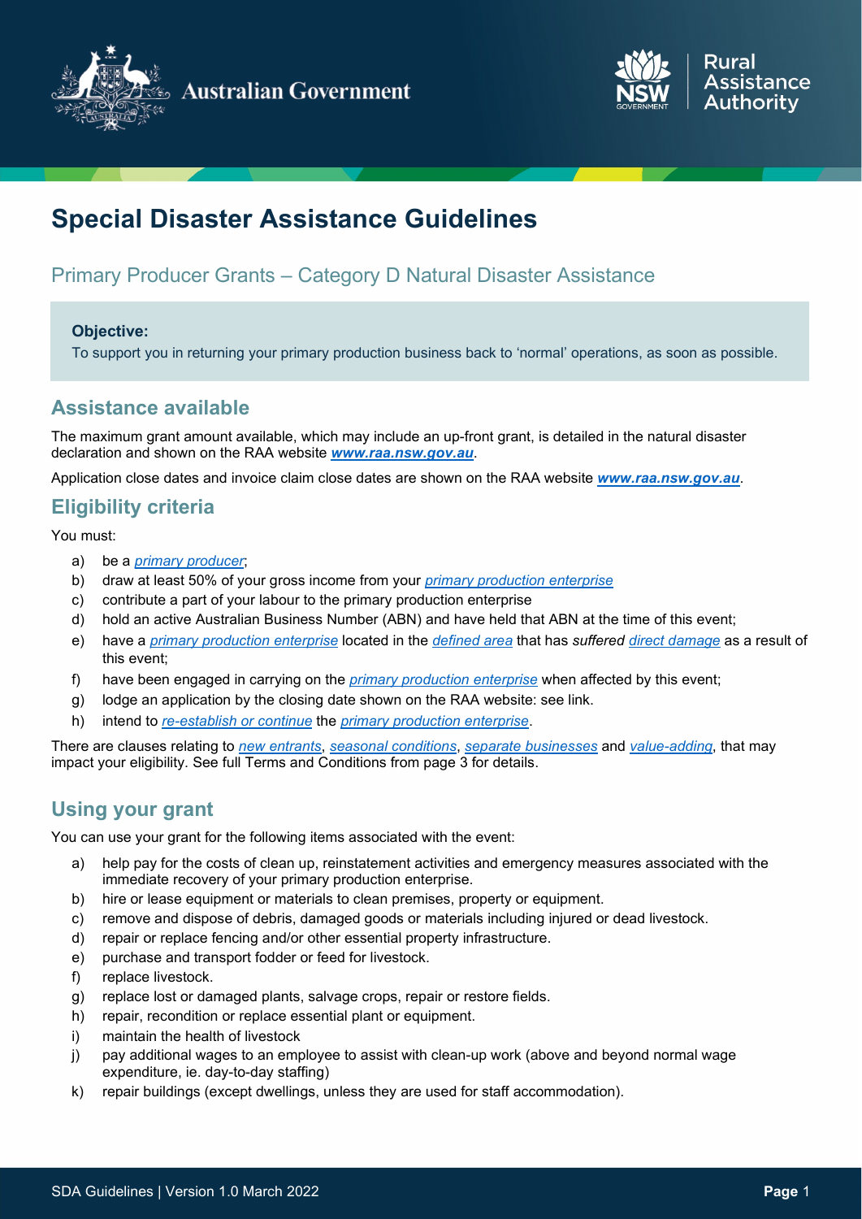# Special Disaster Assistance Guidelines

## Primary Producer Grants – Category D Natural Disaster Assistance

**Objective:**

To support you in returning your primary production business back to 'normal' operations, as soon as possible.

## Assistance available

The maximum grant amount available, which may include an up-front grant, is detailed in the natural disaster declaration and shown on the RAA website ***www.raa.nsw.gov.au***.

Application close dates and invoice claim close dates are shown on the RAA website ***www.raa.nsw.gov.au***.

## Eligibility criteria

You must:

a) be a *primary producer*;
b) draw at least 50% of your gross income from your *primary production enterprise*
c) contribute a part of your labour to the primary production enterprise
d) hold an active Australian Business Number (ABN) and have held that ABN at the time of this event;
e) have a *primary production enterprise* located in the *defined area* that has *suffered direct damage* as a result of this event;
f) have been engaged in carrying on the *primary production enterprise* when affected by this event;
g) lodge an application by the closing date shown on the RAA website: see link.
h) intend to *re-establish or continue* the *primary production enterprise*.

There are clauses relating to *new entrants*, *seasonal conditions*, *separate businesses* and *value-adding*, that may impact your eligibility. See full Terms and Conditions from page 3 for details.

## Using your grant

You can use your grant for the following items associated with the event:

a) help pay for the costs of clean up, reinstatement activities and emergency measures associated with the immediate recovery of your primary production enterprise.
b) hire or lease equipment or materials to clean premises, property or equipment.
c) remove and dispose of debris, damaged goods or materials including injured or dead livestock.
d) repair or replace fencing and/or other essential property infrastructure.
e) purchase and transport fodder or feed for livestock.
f) replace livestock.
g) replace lost or damaged plants, salvage crops, repair or restore fields.
h) repair, recondition or replace essential plant or equipment.
i) maintain the health of livestock
j) pay additional wages to an employee to assist with clean-up work (above and beyond normal wage expenditure, ie. day-to-day staffing)
k) repair buildings (except dwellings, unless they are used for staff accommodation).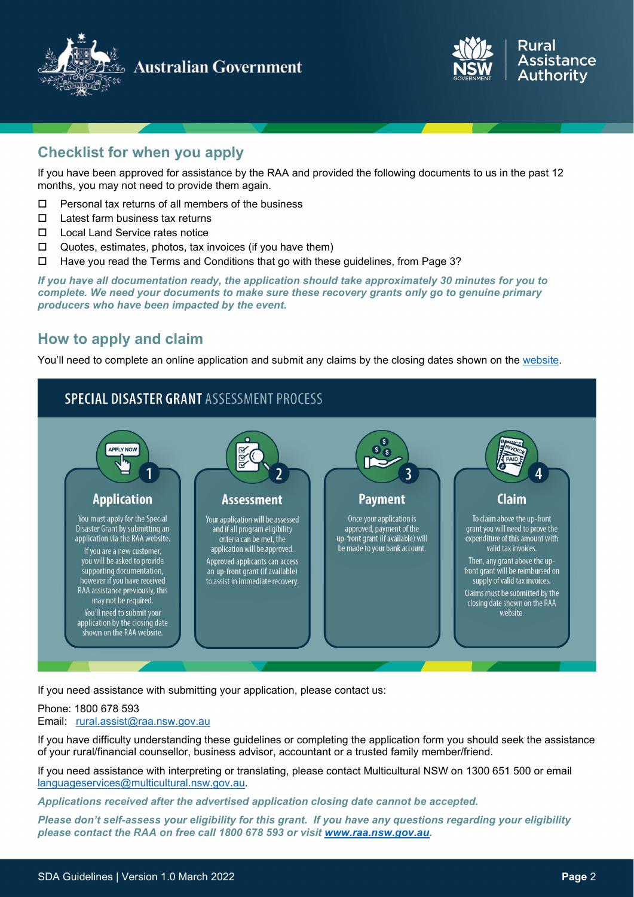## Checklist for when you apply

If you have been approved for assistance by the RAA and provided the following documents to us in the past 12 months, you may not need to provide them again.

- ☐ Personal tax returns of all members of the business
- ☐ Latest farm business tax returns
- ☐ Local Land Service rates notice
- ☐ Quotes, estimates, photos, tax invoices (if you have them)
- ☐ Have you read the Terms and Conditions that go with these guidelines, from Page 3?

***If you have all documentation ready, the application should take approximately 30 minutes for you to complete. We need your documents to make sure these recovery grants only go to genuine primary producers who have been impacted by the event.***

## How to apply and claim

You'll need to complete an online application and submit any claims by the closing dates shown on the website.

### SPECIAL DISASTER GRANT ASSESSMENT PROCESS

**1 Application**

You must apply for the Special Disaster Grant by submitting an application via the RAA website.

If you are a new customer, you will be asked to provide supporting documentation, however if you have received RAA assistance previously, this may not be required.

You'll need to submit your application by the closing date shown on the RAA website.

**2 Assessment**

Your application will be assessed and if all program eligibility criteria can be met, the application will be approved.

Approved applicants can access an up-front grant (if available) to assist in immediate recovery.

**3 Payment**

Once your application is approved, payment of the up-front grant (if available) will be made to your bank account.

**4 Claim**

To claim above the up-front grant you will need to prove the expenditure of this amount with valid tax invoices.

Then, any grant above the up-front grant will be reimbursed on supply of valid tax invoices.

Claims must be submitted by the closing date shown on the RAA website.

If you need assistance with submitting your application, please contact us:

Phone: 1800 678 593
Email: rural.assist@raa.nsw.gov.au

If you have difficulty understanding these guidelines or completing the application form you should seek the assistance of your rural/financial counsellor, business advisor, accountant or a trusted family member/friend.

If you need assistance with interpreting or translating, please contact Multicultural NSW on 1300 651 500 or email languageservices@multicultural.nsw.gov.au.

***Applications received after the advertised application closing date cannot be accepted.***

***Please don't self-assess your eligibility for this grant. If you have any questions regarding your eligibility please contact the RAA on free call 1800 678 593 or visit www.raa.nsw.gov.au.***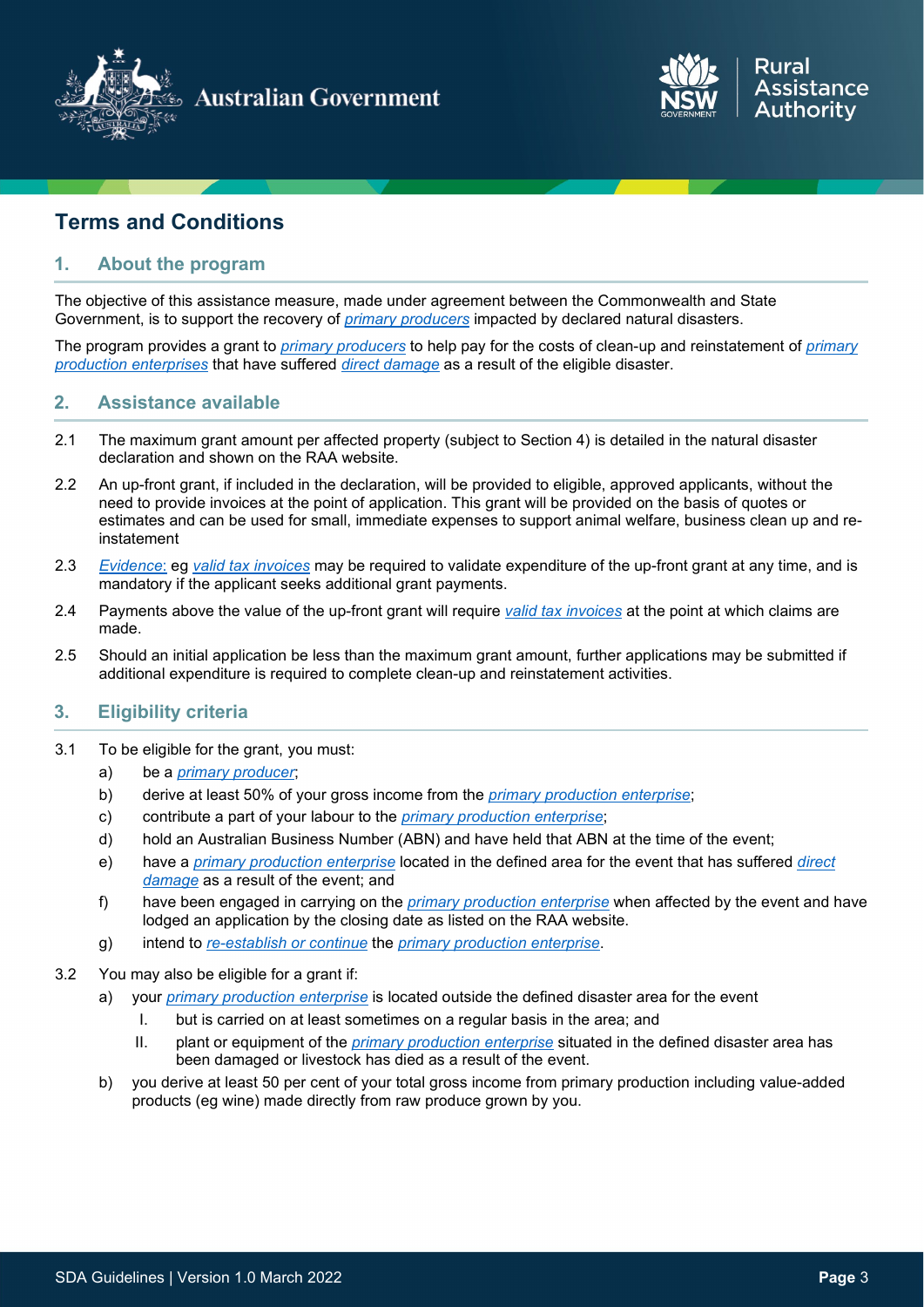# Terms and Conditions

## 1. About the program

The objective of this assistance measure, made under agreement between the Commonwealth and State Government, is to support the recovery of *primary producers* impacted by declared natural disasters.

The program provides a grant to *primary producers* to help pay for the costs of clean-up and reinstatement of *primary production enterprises* that have suffered *direct damage* as a result of the eligible disaster.

## 2. Assistance available

2.1 The maximum grant amount per affected property (subject to Section 4) is detailed in the natural disaster declaration and shown on the RAA website.

2.2 An up-front grant, if included in the declaration, will be provided to eligible, approved applicants, without the need to provide invoices at the point of application. This grant will be provided on the basis of quotes or estimates and can be used for small, immediate expenses to support animal welfare, business clean up and re-instatement

2.3 *Evidence:* eg *valid tax invoices* may be required to validate expenditure of the up-front grant at any time, and is mandatory if the applicant seeks additional grant payments.

2.4 Payments above the value of the up-front grant will require *valid tax invoices* at the point at which claims are made.

2.5 Should an initial application be less than the maximum grant amount, further applications may be submitted if additional expenditure is required to complete clean-up and reinstatement activities.

## 3. Eligibility criteria

3.1 To be eligible for the grant, you must:

- a) be a *primary producer*;
- b) derive at least 50% of your gross income from the *primary production enterprise*;
- c) contribute a part of your labour to the *primary production enterprise*;
- d) hold an Australian Business Number (ABN) and have held that ABN at the time of the event;
- e) have a *primary production enterprise* located in the defined area for the event that has suffered *direct damage* as a result of the event; and
- f) have been engaged in carrying on the *primary production enterprise* when affected by the event and have lodged an application by the closing date as listed on the RAA website.
- g) intend to *re-establish or continue* the *primary production enterprise*.

3.2 You may also be eligible for a grant if:

- a) your *primary production enterprise* is located outside the defined disaster area for the event
  - I. but is carried on at least sometimes on a regular basis in the area; and
  - II. plant or equipment of the *primary production enterprise* situated in the defined disaster area has been damaged or livestock has died as a result of the event.
- b) you derive at least 50 per cent of your total gross income from primary production including value-added products (eg wine) made directly from raw produce grown by you.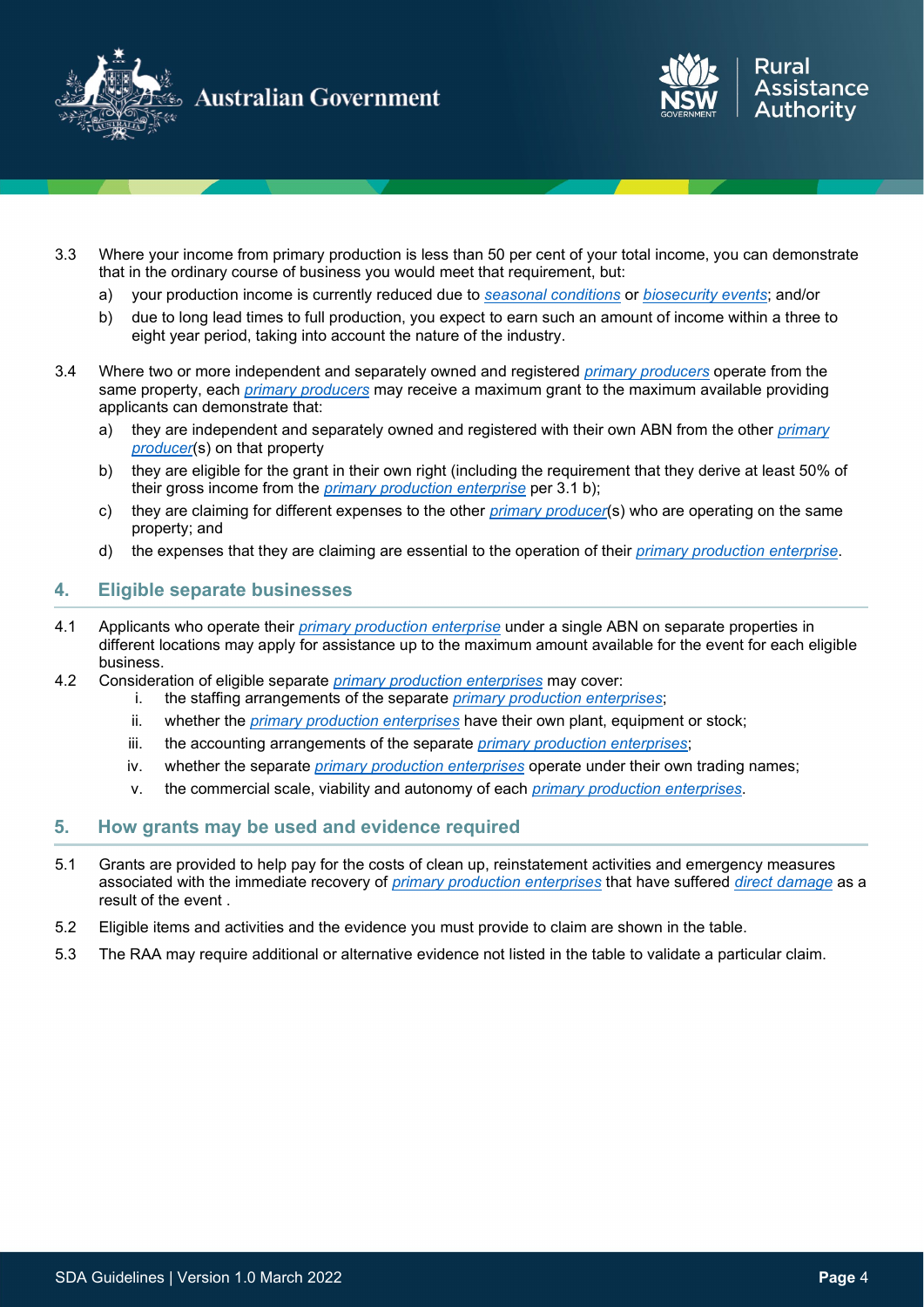3.3 Where your income from primary production is less than 50 per cent of your total income, you can demonstrate that in the ordinary course of business you would meet that requirement, but:

   a) your production income is currently reduced due to *seasonal conditions* or *biosecurity events*; and/or

   b) due to long lead times to full production, you expect to earn such an amount of income within a three to eight year period, taking into account the nature of the industry.

3.4 Where two or more independent and separately owned and registered *primary producers* operate from the same property, each *primary producers* may receive a maximum grant to the maximum available providing applicants can demonstrate that:

   a) they are independent and separately owned and registered with their own ABN from the other *primary producer*(s) on that property

   b) they are eligible for the grant in their own right (including the requirement that they derive at least 50% of their gross income from the *primary production enterprise* per 3.1 b);

   c) they are claiming for different expenses to the other *primary producer*(s) who are operating on the same property; and

   d) the expenses that they are claiming are essential to the operation of their *primary production enterprise*.

## 4. Eligible separate businesses

4.1 Applicants who operate their *primary production enterprise* under a single ABN on separate properties in different locations may apply for assistance up to the maximum amount available for the event for each eligible business.

4.2 Consideration of eligible separate *primary production enterprises* may cover:

   i. the staffing arrangements of the separate *primary production enterprises*;

   ii. whether the *primary production enterprises* have their own plant, equipment or stock;

   iii. the accounting arrangements of the separate *primary production enterprises*;

   iv. whether the separate *primary production enterprises* operate under their own trading names;

   v. the commercial scale, viability and autonomy of each *primary production enterprises*.

## 5. How grants may be used and evidence required

5.1 Grants are provided to help pay for the costs of clean up, reinstatement activities and emergency measures associated with the immediate recovery of *primary production enterprises* that have suffered *direct damage* as a result of the event .

5.2 Eligible items and activities and the evidence you must provide to claim are shown in the table.

5.3 The RAA may require additional or alternative evidence not listed in the table to validate a particular claim.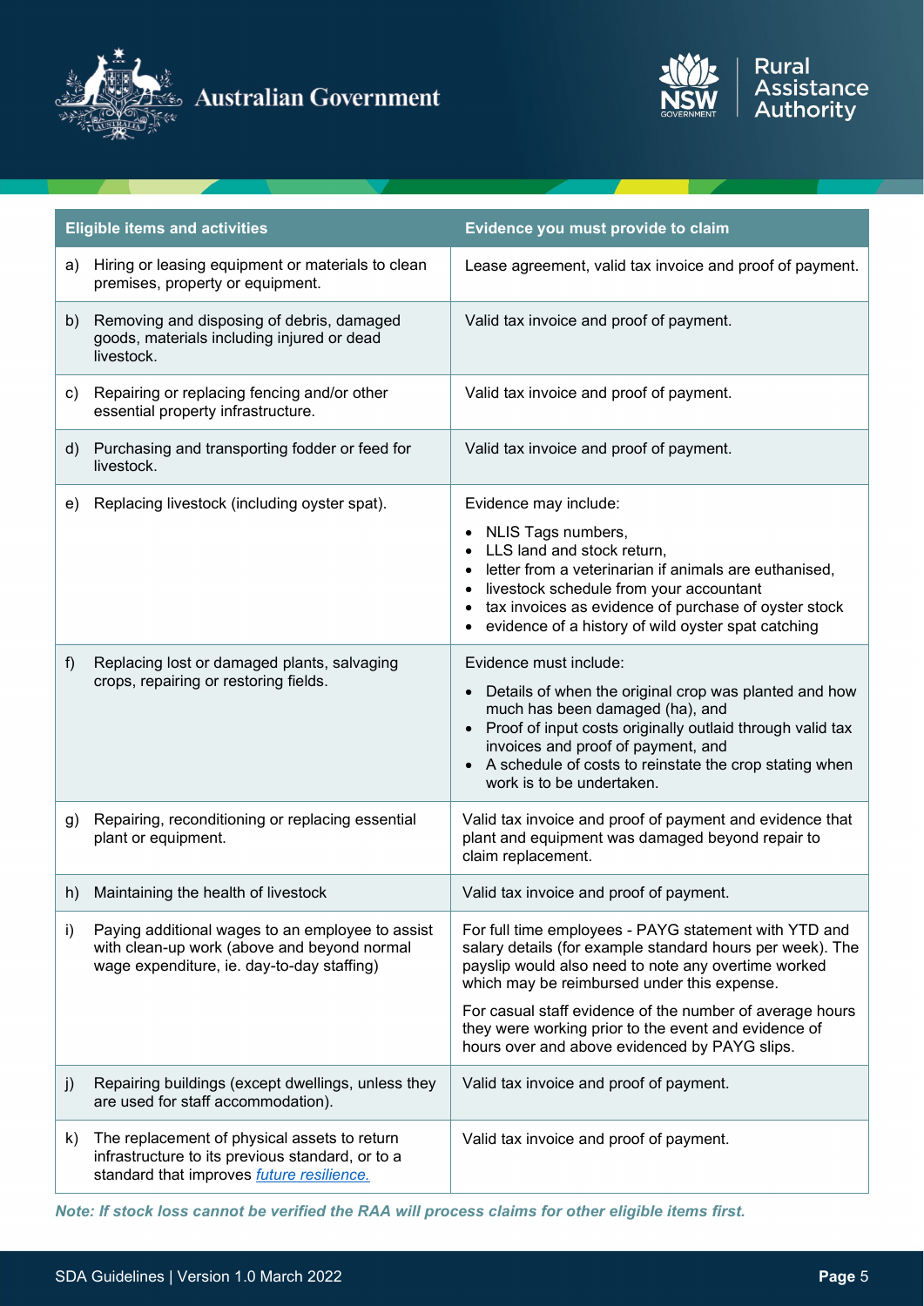| Eligible items and activities | Evidence you must provide to claim |
| --- | --- |
| a) Hiring or leasing equipment or materials to clean premises, property or equipment. | Lease agreement, valid tax invoice and proof of payment. |
| b) Removing and disposing of debris, damaged goods, materials including injured or dead livestock. | Valid tax invoice and proof of payment. |
| c) Repairing or replacing fencing and/or other essential property infrastructure. | Valid tax invoice and proof of payment. |
| d) Purchasing and transporting fodder or feed for livestock. | Valid tax invoice and proof of payment. |
| e) Replacing livestock (including oyster spat). | Evidence may include:<br>• NLIS Tags numbers,<br>• LLS land and stock return,<br>• letter from a veterinarian if animals are euthanised,<br>• livestock schedule from your accountant<br>• tax invoices as evidence of purchase of oyster stock<br>• evidence of a history of wild oyster spat catching |
| f) Replacing lost or damaged plants, salvaging crops, repairing or restoring fields. | Evidence must include:<br>• Details of when the original crop was planted and how much has been damaged (ha), and<br>• Proof of input costs originally outlaid through valid tax invoices and proof of payment, and<br>• A schedule of costs to reinstate the crop stating when work is to be undertaken. |
| g) Repairing, reconditioning or replacing essential plant or equipment. | Valid tax invoice and proof of payment and evidence that plant and equipment was damaged beyond repair to claim replacement. |
| h) Maintaining the health of livestock | Valid tax invoice and proof of payment. |
| i) Paying additional wages to an employee to assist with clean-up work (above and beyond normal wage expenditure, ie. day-to-day staffing) | For full time employees - PAYG statement with YTD and salary details (for example standard hours per week). The payslip would also need to note any overtime worked which may be reimbursed under this expense.<br><br>For casual staff evidence of the number of average hours they were working prior to the event and evidence of hours over and above evidenced by PAYG slips. |
| j) Repairing buildings (except dwellings, unless they are used for staff accommodation). | Valid tax invoice and proof of payment. |
| k) The replacement of physical assets to return infrastructure to its previous standard, or to a standard that improves *future resilience.* | Valid tax invoice and proof of payment. |

***Note: If stock loss cannot be verified the RAA will process claims for other eligible items first.***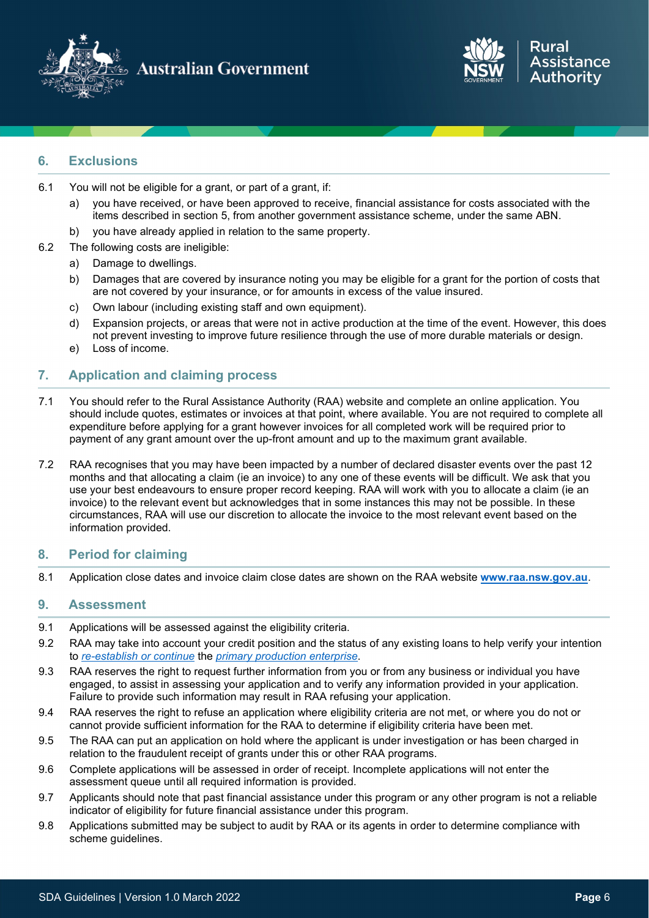## 6. Exclusions

6.1 You will not be eligible for a grant, or part of a grant, if:

a) you have received, or have been approved to receive, financial assistance for costs associated with the items described in section 5, from another government assistance scheme, under the same ABN.

b) you have already applied in relation to the same property.

6.2 The following costs are ineligible:

a) Damage to dwellings.

b) Damages that are covered by insurance noting you may be eligible for a grant for the portion of costs that are not covered by your insurance, or for amounts in excess of the value insured.

c) Own labour (including existing staff and own equipment).

d) Expansion projects, or areas that were not in active production at the time of the event. However, this does not prevent investing to improve future resilience through the use of more durable materials or design.

e) Loss of income.

## 7. Application and claiming process

7.1 You should refer to the Rural Assistance Authority (RAA) website and complete an online application. You should include quotes, estimates or invoices at that point, where available. You are not required to complete all expenditure before applying for a grant however invoices for all completed work will be required prior to payment of any grant amount over the up-front amount and up to the maximum grant available.

7.2 RAA recognises that you may have been impacted by a number of declared disaster events over the past 12 months and that allocating a claim (ie an invoice) to any one of these events will be difficult. We ask that you use your best endeavours to ensure proper record keeping. RAA will work with you to allocate a claim (ie an invoice) to the relevant event but acknowledges that in some instances this may not be possible. In these circumstances, RAA will use our discretion to allocate the invoice to the most relevant event based on the information provided.

## 8. Period for claiming

8.1 Application close dates and invoice claim close dates are shown on the RAA website **www.raa.nsw.gov.au**.

## 9. Assessment

9.1 Applications will be assessed against the eligibility criteria.

9.2 RAA may take into account your credit position and the status of any existing loans to help verify your intention to *re-establish or continue* the *primary production enterprise*.

9.3 RAA reserves the right to request further information from you or from any business or individual you have engaged, to assist in assessing your application and to verify any information provided in your application. Failure to provide such information may result in RAA refusing your application.

9.4 RAA reserves the right to refuse an application where eligibility criteria are not met, or where you do not or cannot provide sufficient information for the RAA to determine if eligibility criteria have been met.

9.5 The RAA can put an application on hold where the applicant is under investigation or has been charged in relation to the fraudulent receipt of grants under this or other RAA programs.

9.6 Complete applications will be assessed in order of receipt. Incomplete applications will not enter the assessment queue until all required information is provided.

9.7 Applicants should note that past financial assistance under this program or any other program is not a reliable indicator of eligibility for future financial assistance under this program.

9.8 Applications submitted may be subject to audit by RAA or its agents in order to determine compliance with scheme guidelines.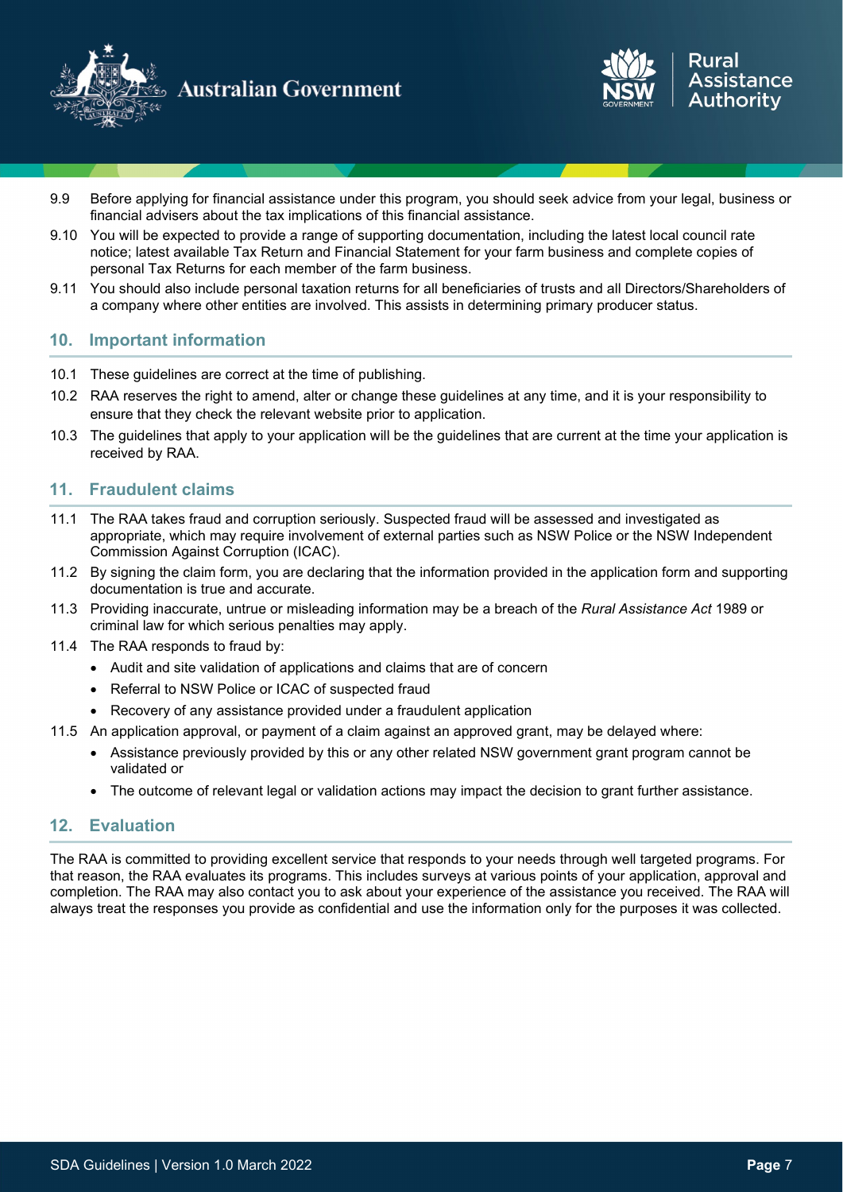9.9 Before applying for financial assistance under this program, you should seek advice from your legal, business or financial advisers about the tax implications of this financial assistance.

9.10 You will be expected to provide a range of supporting documentation, including the latest local council rate notice; latest available Tax Return and Financial Statement for your farm business and complete copies of personal Tax Returns for each member of the farm business.

9.11 You should also include personal taxation returns for all beneficiaries of trusts and all Directors/Shareholders of a company where other entities are involved. This assists in determining primary producer status.

## 10. Important information

10.1 These guidelines are correct at the time of publishing.

10.2 RAA reserves the right to amend, alter or change these guidelines at any time, and it is your responsibility to ensure that they check the relevant website prior to application.

10.3 The guidelines that apply to your application will be the guidelines that are current at the time your application is received by RAA.

## 11. Fraudulent claims

11.1 The RAA takes fraud and corruption seriously. Suspected fraud will be assessed and investigated as appropriate, which may require involvement of external parties such as NSW Police or the NSW Independent Commission Against Corruption (ICAC).

11.2 By signing the claim form, you are declaring that the information provided in the application form and supporting documentation is true and accurate.

11.3 Providing inaccurate, untrue or misleading information may be a breach of the *Rural Assistance Act* 1989 or criminal law for which serious penalties may apply.

11.4 The RAA responds to fraud by:

- Audit and site validation of applications and claims that are of concern
- Referral to NSW Police or ICAC of suspected fraud
- Recovery of any assistance provided under a fraudulent application

11.5 An application approval, or payment of a claim against an approved grant, may be delayed where:

- Assistance previously provided by this or any other related NSW government grant program cannot be validated or
- The outcome of relevant legal or validation actions may impact the decision to grant further assistance.

## 12. Evaluation

The RAA is committed to providing excellent service that responds to your needs through well targeted programs. For that reason, the RAA evaluates its programs. This includes surveys at various points of your application, approval and completion. The RAA may also contact you to ask about your experience of the assistance you received. The RAA will always treat the responses you provide as confidential and use the information only for the purposes it was collected.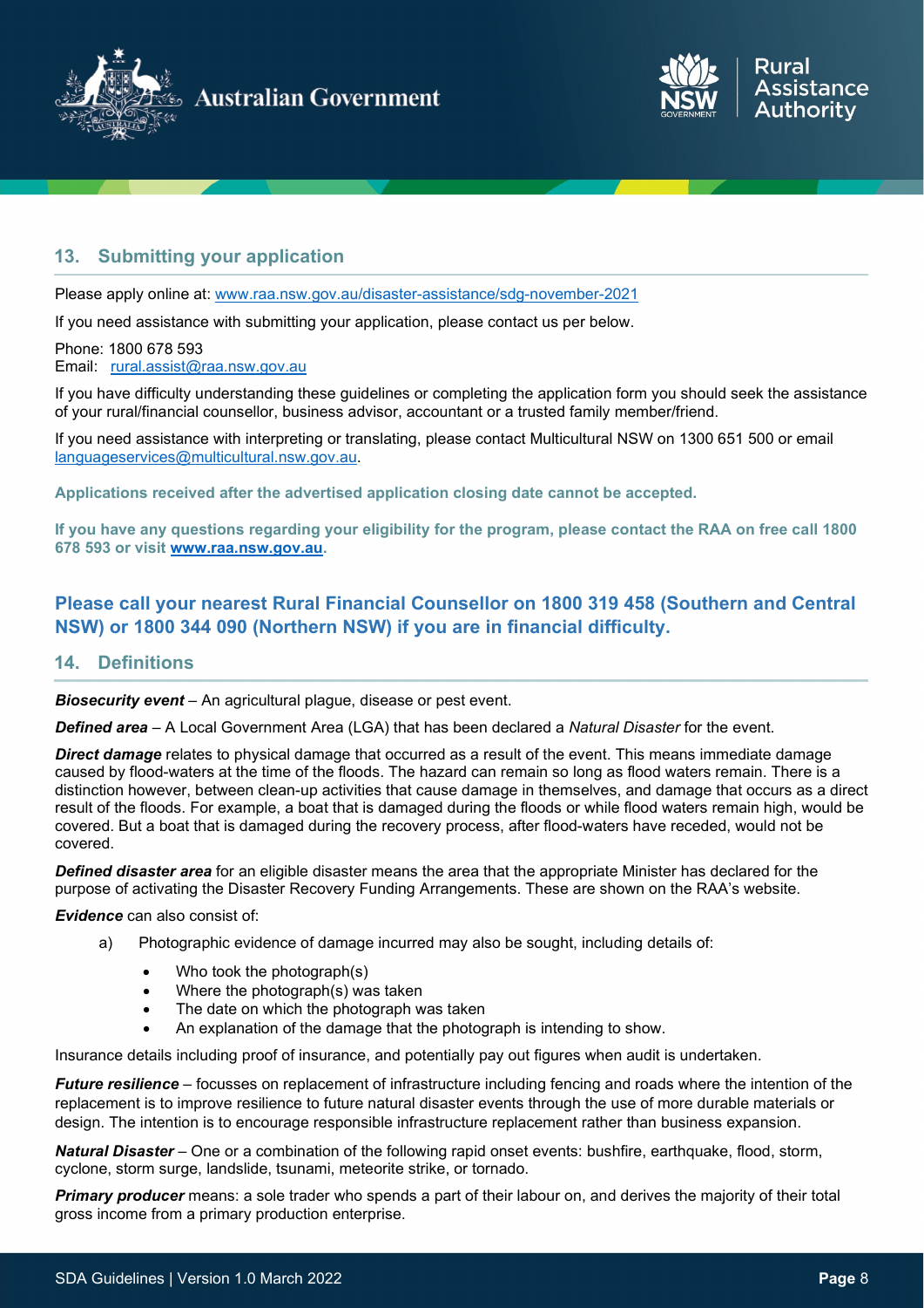## 13. Submitting your application

Please apply online at: [www.raa.nsw.gov.au/disaster-assistance/sdg-november-2021](http://www.raa.nsw.gov.au/disaster-assistance/sdg-november-2021)

If you need assistance with submitting your application, please contact us per below.

Phone: 1800 678 593
Email: [rural.assist@raa.nsw.gov.au](mailto:rural.assist@raa.nsw.gov.au)

If you have difficulty understanding these guidelines or completing the application form you should seek the assistance of your rural/financial counsellor, business advisor, accountant or a trusted family member/friend.

If you need assistance with interpreting or translating, please contact Multicultural NSW on 1300 651 500 or email [languageservices@multicultural.nsw.gov.au](mailto:languageservices@multicultural.nsw.gov.au).

**Applications received after the advertised application closing date cannot be accepted.**

**If you have any questions regarding your eligibility for the program, please contact the RAA on free call 1800 678 593 or visit [www.raa.nsw.gov.au](http://www.raa.nsw.gov.au).**

### Please call your nearest Rural Financial Counsellor on 1800 319 458 (Southern and Central NSW) or 1800 344 090 (Northern NSW) if you are in financial difficulty.

## 14. Definitions

***Biosecurity event*** – An agricultural plague, disease or pest event.

***Defined area*** – A Local Government Area (LGA) that has been declared a *Natural Disaster* for the event.

***Direct damage*** relates to physical damage that occurred as a result of the event. This means immediate damage caused by flood-waters at the time of the floods. The hazard can remain so long as flood waters remain. There is a distinction however, between clean-up activities that cause damage in themselves, and damage that occurs as a direct result of the floods. For example, a boat that is damaged during the floods or while flood waters remain high, would be covered. But a boat that is damaged during the recovery process, after flood-waters have receded, would not be covered.

***Defined disaster area*** for an eligible disaster means the area that the appropriate Minister has declared for the purpose of activating the Disaster Recovery Funding Arrangements. These are shown on the RAA's website.

***Evidence*** can also consist of:

a) Photographic evidence of damage incurred may also be sought, including details of:
   - Who took the photograph(s)
   - Where the photograph(s) was taken
   - The date on which the photograph was taken
   - An explanation of the damage that the photograph is intending to show.

Insurance details including proof of insurance, and potentially pay out figures when audit is undertaken.

***Future resilience*** – focusses on replacement of infrastructure including fencing and roads where the intention of the replacement is to improve resilience to future natural disaster events through the use of more durable materials or design. The intention is to encourage responsible infrastructure replacement rather than business expansion.

***Natural Disaster*** – One or a combination of the following rapid onset events: bushfire, earthquake, flood, storm, cyclone, storm surge, landslide, tsunami, meteorite strike, or tornado.

***Primary producer*** means: a sole trader who spends a part of their labour on, and derives the majority of their total gross income from a primary production enterprise.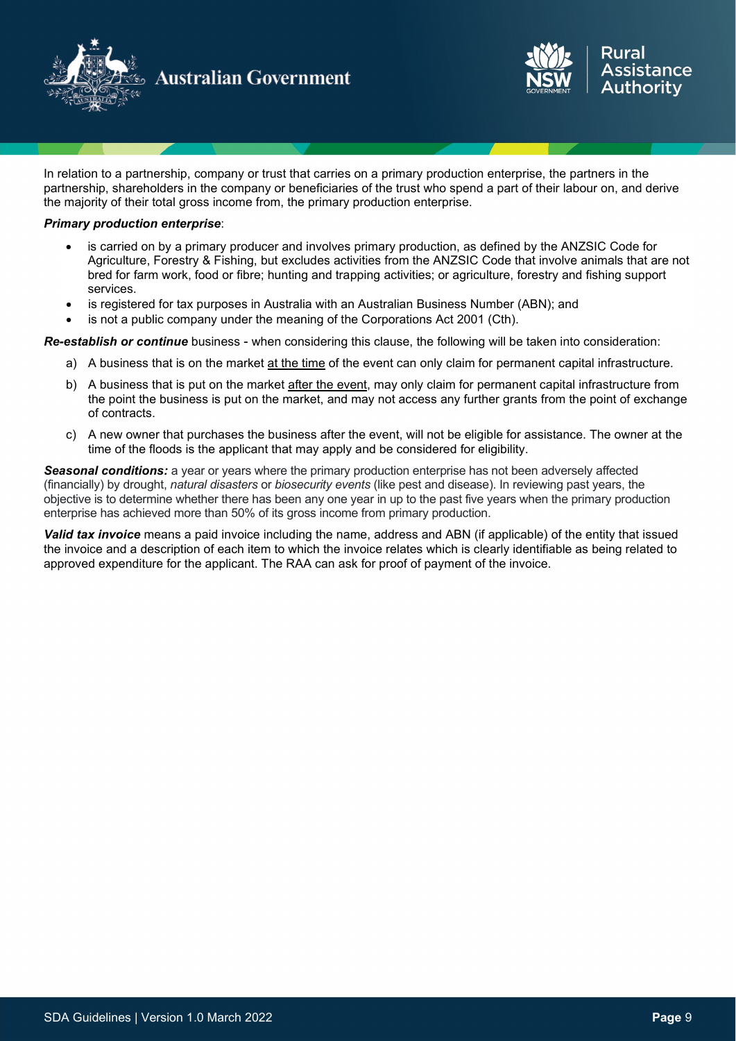In relation to a partnership, company or trust that carries on a primary production enterprise, the partners in the partnership, shareholders in the company or beneficiaries of the trust who spend a part of their labour on, and derive the majority of their total gross income from, the primary production enterprise.

***Primary production enterprise***:

- is carried on by a primary producer and involves primary production, as defined by the ANZSIC Code for Agriculture, Forestry & Fishing, but excludes activities from the ANZSIC Code that involve animals that are not bred for farm work, food or fibre; hunting and trapping activities; or agriculture, forestry and fishing support services.
- is registered for tax purposes in Australia with an Australian Business Number (ABN); and
- is not a public company under the meaning of the Corporations Act 2001 (Cth).

***Re-establish or continue*** business - when considering this clause, the following will be taken into consideration:

a) A business that is on the market at the time of the event can only claim for permanent capital infrastructure.

b) A business that is put on the market after the event, may only claim for permanent capital infrastructure from the point the business is put on the market, and may not access any further grants from the point of exchange of contracts.

c) A new owner that purchases the business after the event, will not be eligible for assistance. The owner at the time of the floods is the applicant that may apply and be considered for eligibility.

***Seasonal conditions:*** a year or years where the primary production enterprise has not been adversely affected (financially) by drought, *natural disasters* or *biosecurity events* (like pest and disease). In reviewing past years, the objective is to determine whether there has been any one year in up to the past five years when the primary production enterprise has achieved more than 50% of its gross income from primary production.

***Valid tax invoice*** means a paid invoice including the name, address and ABN (if applicable) of the entity that issued the invoice and a description of each item to which the invoice relates which is clearly identifiable as being related to approved expenditure for the applicant. The RAA can ask for proof of payment of the invoice.